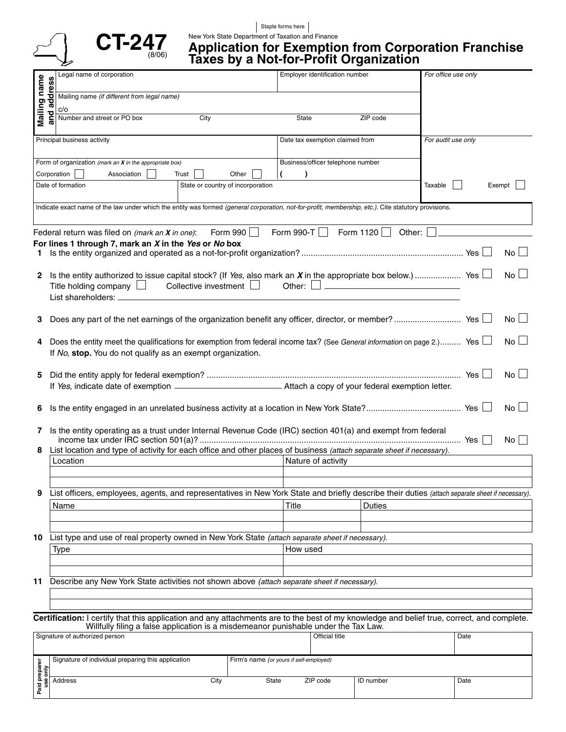Staple forms here

# CT-247

(8/06)

New York State Department of Taxation and Finance

## Application for Exemption from Corporation Franchise Taxes by a Not-for-Profit Organization

| Mailing name and address | | | |
|---|---|---|---|
| Legal name of corporation | Employer identification number | | *For office use only* |
| Mailing name *(if different from legal name)* c/o | | | |
| Number and street or PO box / City | State | ZIP code | |

| | | |
|---|---|---|
| Principal business activity | Date tax exemption claimed from | *For audit use only* |
| Form of organization *(mark an X in the appropriate box)* Corporation ☐ Association ☐ Trust ☐ Other ☐ | Business/officer telephone number ( ) | |
| Date of formation / State or country of incorporation | | Taxable ☐ Exempt ☐ |

Indicate exact name of the law under which the entity was formed *(general corporation, not-for-profit, membership, etc.)*. Cite statutory provisions.

Federal return was filed on *(mark an X in one)*: Form 990 ☐ Form 990-T ☐ Form 1120 ☐ Other: ☐ ____________

**For lines 1 through 7, mark an *X* in the *Yes* or *No* box**

**1** Is the entity organized and operated as a not-for-profit organization? .......... Yes ☐ No ☐

**2** Is the entity authorized to issue capital stock? (If *Yes,* also mark an ***X*** in the appropriate box below.) .......... Yes ☐ No ☐
Title holding company ☐ Collective investment ☐ Other: ☐ ____________
List shareholders: ____________

**3** Does any part of the net earnings of the organization benefit any officer, director, or member? .......... Yes ☐ No ☐

**4** Does the entity meet the qualifications for exemption from federal income tax? (See *General information* on page 2.) .......... Yes ☐ No ☐
If *No,* **stop.** You do not qualify as an exempt organization.

**5** Did the entity apply for federal exemption? .......... Yes ☐ No ☐
If *Yes,* indicate date of exemption ____________. Attach a copy of your federal exemption letter.

**6** Is the entity engaged in an unrelated business activity at a location in New York State? .......... Yes ☐ No ☐

**7** Is the entity operating as a trust under Internal Revenue Code (IRC) section 401(a) and exempt from federal income tax under IRC section 501(a)? .......... Yes ☐ No ☐

**8** List location and type of activity for each office and other places of business *(attach separate sheet if necessary).*

| Location | Nature of activity |
|---|---|
| | |
| | |

**9** List officers, employees, agents, and representatives in New York State and briefly describe their duties *(attach separate sheet if necessary).*

| Name | Title | Duties |
|---|---|---|
| | | |
| | | |

**10** List type and use of real property owned in New York State *(attach separate sheet if necessary).*

| Type | How used |
|---|---|
| | |
| | |

**11** Describe any New York State activities not shown above *(attach separate sheet if necessary).*

**Certification:** I certify that this application and any attachments are to the best of my knowledge and belief true, correct, and complete. Willfully filing a false application is a misdemeanor punishable under the Tax Law.

| Signature of authorized person | Official title | Date |
|---|---|---|
| | | |

| Paid preparer use only | | | | | | |
|---|---|---|---|---|---|---|
| Signature of individual preparing this application | Firm's name *(or yours if self-employed)* | | | | | |
| Address | City | State | ZIP code | ID number | Date | |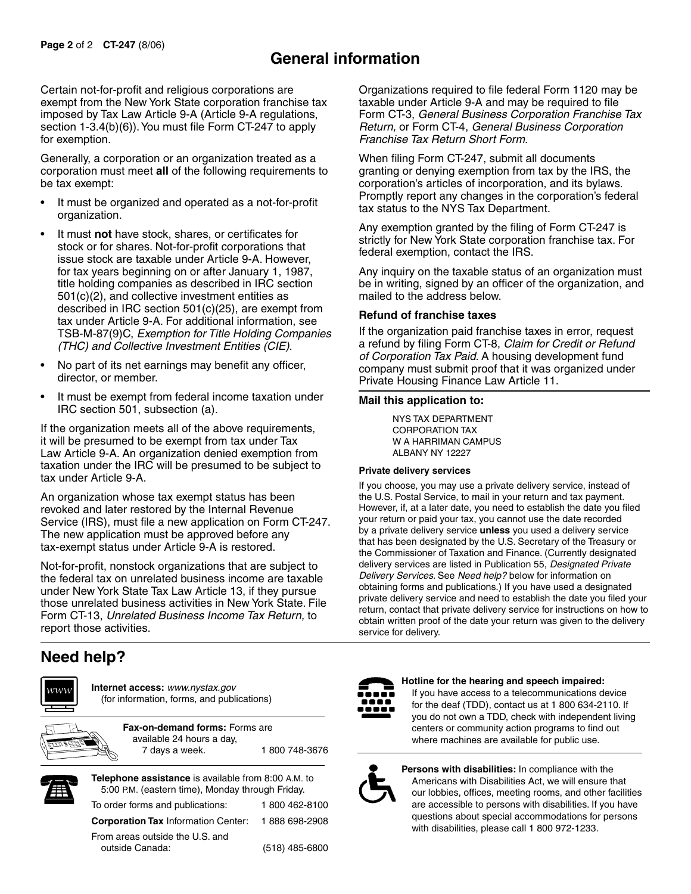# General information

Certain not-for-profit and religious corporations are exempt from the New York State corporation franchise tax imposed by Tax Law Article 9-A (Article 9-A regulations, section 1-3.4(b)(6)). You must file Form CT-247 to apply for exemption.

Generally, a corporation or an organization treated as a corporation must meet **all** of the following requirements to be tax exempt:

- It must be organized and operated as a not-for-profit organization.
- It must **not** have stock, shares, or certificates for stock or for shares. Not-for-profit corporations that issue stock are taxable under Article 9-A. However, for tax years beginning on or after January 1, 1987, title holding companies as described in IRC section 501(c)(2), and collective investment entities as described in IRC section 501(c)(25), are exempt from tax under Article 9-A. For additional information, see TSB-M-87(9)C, *Exemption for Title Holding Companies (THC) and Collective Investment Entities (CIE).*
- No part of its net earnings may benefit any officer, director, or member.
- It must be exempt from federal income taxation under IRC section 501, subsection (a).

If the organization meets all of the above requirements, it will be presumed to be exempt from tax under Tax Law Article 9-A. An organization denied exemption from taxation under the IRC will be presumed to be subject to tax under Article 9-A.

An organization whose tax exempt status has been revoked and later restored by the Internal Revenue Service (IRS), must file a new application on Form CT-247. The new application must be approved before any tax-exempt status under Article 9-A is restored.

Not-for-profit, nonstock organizations that are subject to the federal tax on unrelated business income are taxable under New York State Tax Law Article 13, if they pursue those unrelated business activities in New York State. File Form CT-13, *Unrelated Business Income Tax Return,* to report those activities.

Organizations required to file federal Form 1120 may be taxable under Article 9-A and may be required to file Form CT-3, *General Business Corporation Franchise Tax Return,* or Form CT-4, *General Business Corporation Franchise Tax Return Short Form.*

When filing Form CT-247, submit all documents granting or denying exemption from tax by the IRS, the corporation's articles of incorporation, and its bylaws. Promptly report any changes in the corporation's federal tax status to the NYS Tax Department.

Any exemption granted by the filing of Form CT-247 is strictly for New York State corporation franchise tax. For federal exemption, contact the IRS.

Any inquiry on the taxable status of an organization must be in writing, signed by an officer of the organization, and mailed to the address below.

### Refund of franchise taxes

If the organization paid franchise taxes in error, request a refund by filing Form CT-8, *Claim for Credit or Refund of Corporation Tax Paid*. A housing development fund company must submit proof that it was organized under Private Housing Finance Law Article 11.

### Mail this application to:

NYS TAX DEPARTMENT
CORPORATION TAX
W A HARRIMAN CAMPUS
ALBANY NY 12227

#### Private delivery services

If you choose, you may use a private delivery service, instead of the U.S. Postal Service, to mail in your return and tax payment. However, if, at a later date, you need to establish the date you filed your return or paid your tax, you cannot use the date recorded by a private delivery service **unless** you used a delivery service that has been designated by the U.S. Secretary of the Treasury or the Commissioner of Taxation and Finance. (Currently designated delivery services are listed in Publication 55, *Designated Private Delivery Services.* See *Need help?* below for information on obtaining forms and publications.) If you have used a designated private delivery service and need to establish the date you filed your return, contact that private delivery service for instructions on how to obtain written proof of the date your return was given to the delivery service for delivery.

## Need help?

**Internet access:** *www.nystax.gov* (for information, forms, and publications)

**Fax-on-demand forms:** Forms are available 24 hours a day, 7 days a week. 1 800 748-3676

**Telephone assistance** is available from 8:00 A.M. to 5:00 P.M. (eastern time), Monday through Friday.

| | |
|---|---|
| To order forms and publications: | 1 800 462-8100 |
| **Corporation Tax** Information Center: | 1 888 698-2908 |
| From areas outside the U.S. and outside Canada: | (518) 485-6800 |

**Hotline for the hearing and speech impaired:** If you have access to a telecommunications device for the deaf (TDD), contact us at 1 800 634-2110. If you do not own a TDD, check with independent living centers or community action programs to find out where machines are available for public use.

**Persons with disabilities:** In compliance with the Americans with Disabilities Act, we will ensure that our lobbies, offices, meeting rooms, and other facilities are accessible to persons with disabilities. If you have questions about special accommodations for persons with disabilities, please call 1 800 972-1233.